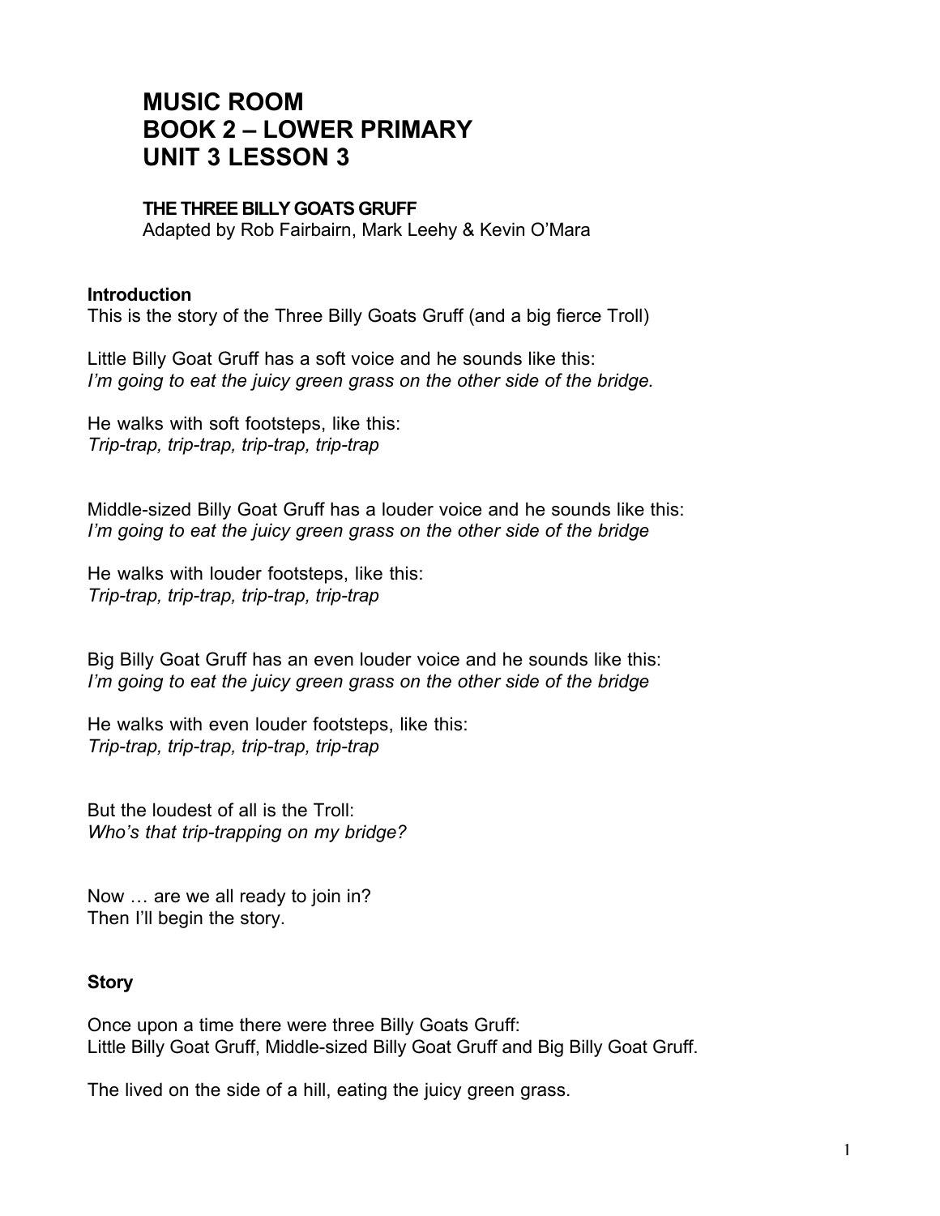# MUSIC ROOM
# BOOK 2 – LOWER PRIMARY
# UNIT 3 LESSON 3

### THE THREE BILLY GOATS GRUFF

Adapted by Rob Fairbairn, Mark Leehy & Kevin O'Mara

**Introduction**

This is the story of the Three Billy Goats Gruff (and a big fierce Troll)

Little Billy Goat Gruff has a soft voice and he sounds like this:
*I'm going to eat the juicy green grass on the other side of the bridge.*

He walks with soft footsteps, like this:
*Trip-trap, trip-trap, trip-trap, trip-trap*

Middle-sized Billy Goat Gruff has a louder voice and he sounds like this:
*I'm going to eat the juicy green grass on the other side of the bridge*

He walks with louder footsteps, like this:
*Trip-trap, trip-trap, trip-trap, trip-trap*

Big Billy Goat Gruff has an even louder voice and he sounds like this:
*I'm going to eat the juicy green grass on the other side of the bridge*

He walks with even louder footsteps, like this:
*Trip-trap, trip-trap, trip-trap, trip-trap*

But the loudest of all is the Troll:
*Who's that trip-trapping on my bridge?*

Now … are we all ready to join in?
Then I'll begin the story.

**Story**

Once upon a time there were three Billy Goats Gruff:
Little Billy Goat Gruff, Middle-sized Billy Goat Gruff and Big Billy Goat Gruff.

The lived on the side of a hill, eating the juicy green grass.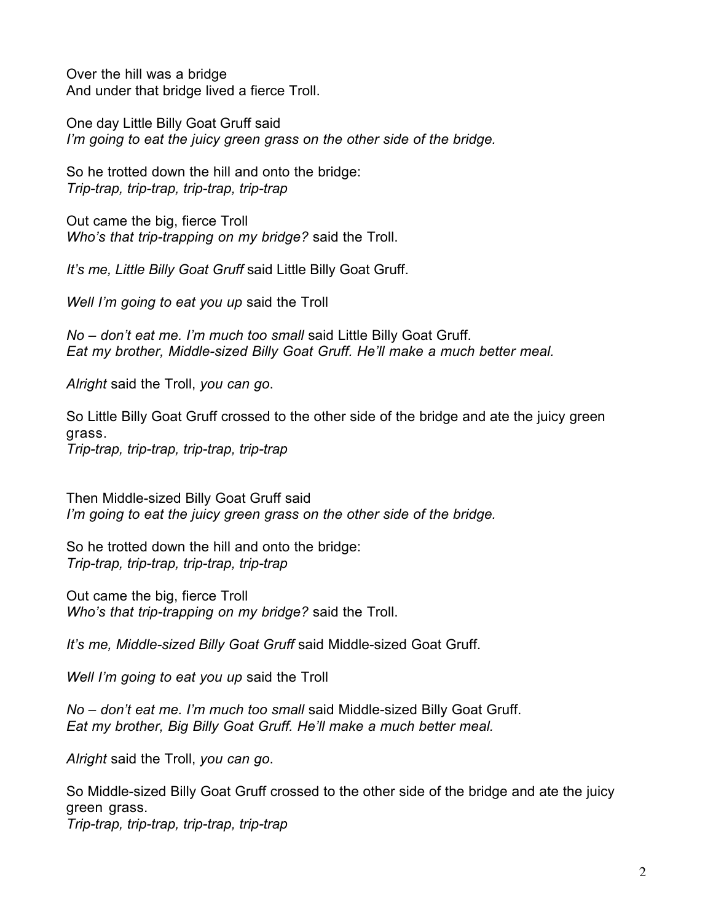Over the hill was a bridge
And under that bridge lived a fierce Troll.

One day Little Billy Goat Gruff said
*I'm going to eat the juicy green grass on the other side of the bridge.*

So he trotted down the hill and onto the bridge:
*Trip-trap, trip-trap, trip-trap, trip-trap*

Out came the big, fierce Troll
*Who's that trip-trapping on my bridge?* said the Troll.

*It's me, Little Billy Goat Gruff* said Little Billy Goat Gruff.

*Well I'm going to eat you up* said the Troll

*No – don't eat me. I'm much too small* said Little Billy Goat Gruff.
*Eat my brother, Middle-sized Billy Goat Gruff. He'll make a much better meal.*

*Alright* said the Troll, *you can go*.

So Little Billy Goat Gruff crossed to the other side of the bridge and ate the juicy green grass.
*Trip-trap, trip-trap, trip-trap, trip-trap*

Then Middle-sized Billy Goat Gruff said
*I'm going to eat the juicy green grass on the other side of the bridge.*

So he trotted down the hill and onto the bridge:
*Trip-trap, trip-trap, trip-trap, trip-trap*

Out came the big, fierce Troll
*Who's that trip-trapping on my bridge?* said the Troll.

*It's me, Middle-sized Billy Goat Gruff* said Middle-sized Goat Gruff.

*Well I'm going to eat you up* said the Troll

*No – don't eat me. I'm much too small* said Middle-sized Billy Goat Gruff.
*Eat my brother, Big Billy Goat Gruff. He'll make a much better meal.*

*Alright* said the Troll, *you can go*.

So Middle-sized Billy Goat Gruff crossed to the other side of the bridge and ate the juicy green grass.
*Trip-trap, trip-trap, trip-trap, trip-trap*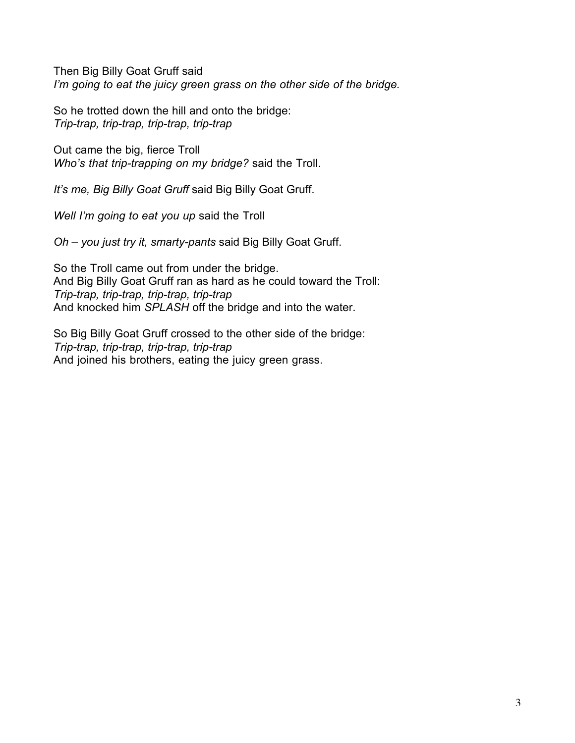Then Big Billy Goat Gruff said
*I'm going to eat the juicy green grass on the other side of the bridge.*

So he trotted down the hill and onto the bridge:
*Trip-trap, trip-trap, trip-trap, trip-trap*

Out came the big, fierce Troll
*Who's that trip-trapping on my bridge?* said the Troll.

*It's me, Big Billy Goat Gruff* said Big Billy Goat Gruff.

*Well I'm going to eat you up* said the Troll

*Oh – you just try it, smarty-pants* said Big Billy Goat Gruff.

So the Troll came out from under the bridge.
And Big Billy Goat Gruff ran as hard as he could toward the Troll:
*Trip-trap, trip-trap, trip-trap, trip-trap*
And knocked him *SPLASH* off the bridge and into the water.

So Big Billy Goat Gruff crossed to the other side of the bridge:
*Trip-trap, trip-trap, trip-trap, trip-trap*
And joined his brothers, eating the juicy green grass.